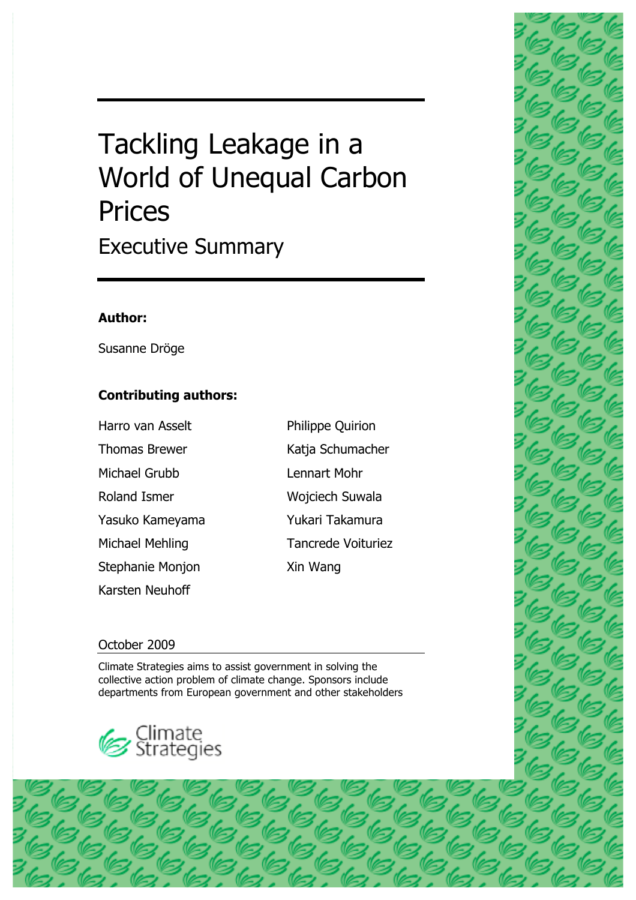# Tackling Leakage in a World of Unequal Carbon Prices

## Executive Summary

**Author:**

Susanne Dröge

**Contributing authors:**

Harro van Asselt
Thomas Brewer
Michael Grubb
Roland Ismer
Yasuko Kameyama
Michael Mehling
Stephanie Monjon
Karsten Neuhoff
Philippe Quirion
Katja Schumacher
Lennart Mohr
Wojciech Suwala
Yukari Takamura
Tancrede Voituriez
Xin Wang

October 2009

Climate Strategies aims to assist government in solving the collective action problem of climate change. Sponsors include departments from European government and other stakeholders

Climate Strategies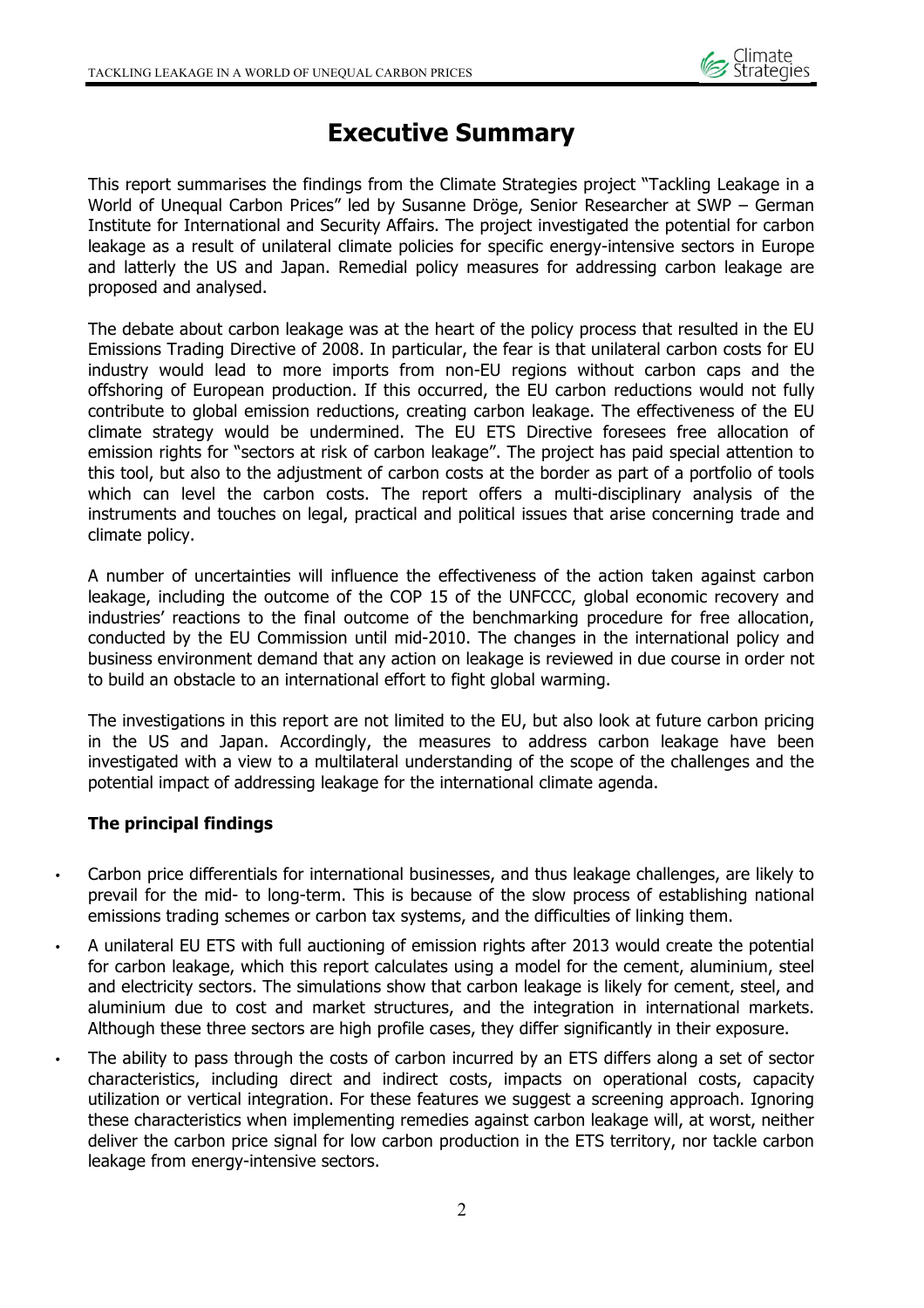# Executive Summary

This report summarises the findings from the Climate Strategies project "Tackling Leakage in a World of Unequal Carbon Prices" led by Susanne Dröge, Senior Researcher at SWP – German Institute for International and Security Affairs. The project investigated the potential for carbon leakage as a result of unilateral climate policies for specific energy-intensive sectors in Europe and latterly the US and Japan. Remedial policy measures for addressing carbon leakage are proposed and analysed.

The debate about carbon leakage was at the heart of the policy process that resulted in the EU Emissions Trading Directive of 2008. In particular, the fear is that unilateral carbon costs for EU industry would lead to more imports from non-EU regions without carbon caps and the offshoring of European production. If this occurred, the EU carbon reductions would not fully contribute to global emission reductions, creating carbon leakage. The effectiveness of the EU climate strategy would be undermined. The EU ETS Directive foresees free allocation of emission rights for "sectors at risk of carbon leakage". The project has paid special attention to this tool, but also to the adjustment of carbon costs at the border as part of a portfolio of tools which can level the carbon costs. The report offers a multi-disciplinary analysis of the instruments and touches on legal, practical and political issues that arise concerning trade and climate policy.

A number of uncertainties will influence the effectiveness of the action taken against carbon leakage, including the outcome of the COP 15 of the UNFCCC, global economic recovery and industries' reactions to the final outcome of the benchmarking procedure for free allocation, conducted by the EU Commission until mid-2010. The changes in the international policy and business environment demand that any action on leakage is reviewed in due course in order not to build an obstacle to an international effort to fight global warming.

The investigations in this report are not limited to the EU, but also look at future carbon pricing in the US and Japan. Accordingly, the measures to address carbon leakage have been investigated with a view to a multilateral understanding of the scope of the challenges and the potential impact of addressing leakage for the international climate agenda.

**The principal findings**

- Carbon price differentials for international businesses, and thus leakage challenges, are likely to prevail for the mid- to long-term. This is because of the slow process of establishing national emissions trading schemes or carbon tax systems, and the difficulties of linking them.
- A unilateral EU ETS with full auctioning of emission rights after 2013 would create the potential for carbon leakage, which this report calculates using a model for the cement, aluminium, steel and electricity sectors. The simulations show that carbon leakage is likely for cement, steel, and aluminium due to cost and market structures, and the integration in international markets. Although these three sectors are high profile cases, they differ significantly in their exposure.
- The ability to pass through the costs of carbon incurred by an ETS differs along a set of sector characteristics, including direct and indirect costs, impacts on operational costs, capacity utilization or vertical integration. For these features we suggest a screening approach. Ignoring these characteristics when implementing remedies against carbon leakage will, at worst, neither deliver the carbon price signal for low carbon production in the ETS territory, nor tackle carbon leakage from energy-intensive sectors.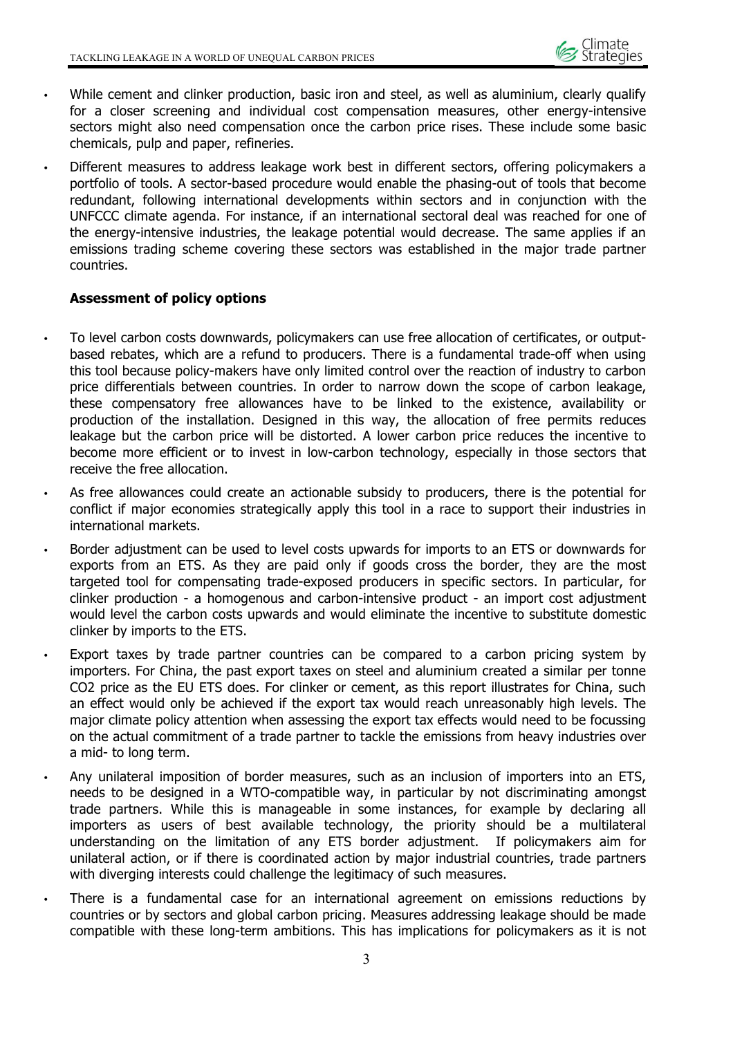- While cement and clinker production, basic iron and steel, as well as aluminium, clearly qualify for a closer screening and individual cost compensation measures, other energy-intensive sectors might also need compensation once the carbon price rises. These include some basic chemicals, pulp and paper, refineries.
- Different measures to address leakage work best in different sectors, offering policymakers a portfolio of tools. A sector-based procedure would enable the phasing-out of tools that become redundant, following international developments within sectors and in conjunction with the UNFCCC climate agenda. For instance, if an international sectoral deal was reached for one of the energy-intensive industries, the leakage potential would decrease. The same applies if an emissions trading scheme covering these sectors was established in the major trade partner countries.

**Assessment of policy options**

- To level carbon costs downwards, policymakers can use free allocation of certificates, or output-based rebates, which are a refund to producers. There is a fundamental trade-off when using this tool because policy-makers have only limited control over the reaction of industry to carbon price differentials between countries. In order to narrow down the scope of carbon leakage, these compensatory free allowances have to be linked to the existence, availability or production of the installation. Designed in this way, the allocation of free permits reduces leakage but the carbon price will be distorted. A lower carbon price reduces the incentive to become more efficient or to invest in low-carbon technology, especially in those sectors that receive the free allocation.
- As free allowances could create an actionable subsidy to producers, there is the potential for conflict if major economies strategically apply this tool in a race to support their industries in international markets.
- Border adjustment can be used to level costs upwards for imports to an ETS or downwards for exports from an ETS. As they are paid only if goods cross the border, they are the most targeted tool for compensating trade-exposed producers in specific sectors. In particular, for clinker production - a homogenous and carbon-intensive product - an import cost adjustment would level the carbon costs upwards and would eliminate the incentive to substitute domestic clinker by imports to the ETS.
- Export taxes by trade partner countries can be compared to a carbon pricing system by importers. For China, the past export taxes on steel and aluminium created a similar per tonne $CO_2$ price as the EU ETS does. For clinker or cement, as this report illustrates for China, such an effect would only be achieved if the export tax would reach unreasonably high levels. The major climate policy attention when assessing the export tax effects would need to be focussing on the actual commitment of a trade partner to tackle the emissions from heavy industries over a mid- to long term.
- Any unilateral imposition of border measures, such as an inclusion of importers into an ETS, needs to be designed in a WTO-compatible way, in particular by not discriminating amongst trade partners. While this is manageable in some instances, for example by declaring all importers as users of best available technology, the priority should be a multilateral understanding on the limitation of any ETS border adjustment. If policymakers aim for unilateral action, or if there is coordinated action by major industrial countries, trade partners with diverging interests could challenge the legitimacy of such measures.
- There is a fundamental case for an international agreement on emissions reductions by countries or by sectors and global carbon pricing. Measures addressing leakage should be made compatible with these long-term ambitions. This has implications for policymakers as it is not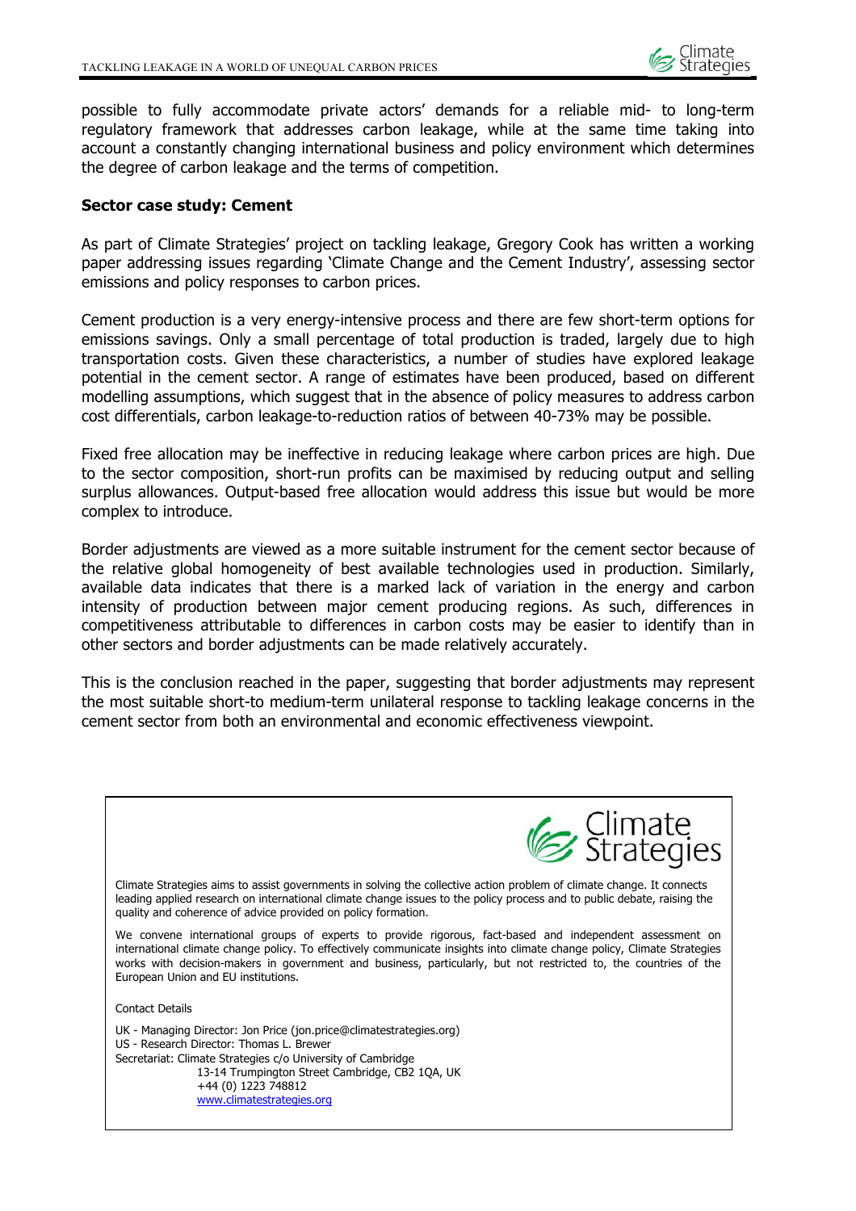possible to fully accommodate private actors' demands for a reliable mid- to long-term regulatory framework that addresses carbon leakage, while at the same time taking into account a constantly changing international business and policy environment which determines the degree of carbon leakage and the terms of competition.

**Sector case study: Cement**

As part of Climate Strategies' project on tackling leakage, Gregory Cook has written a working paper addressing issues regarding 'Climate Change and the Cement Industry', assessing sector emissions and policy responses to carbon prices.

Cement production is a very energy-intensive process and there are few short-term options for emissions savings. Only a small percentage of total production is traded, largely due to high transportation costs. Given these characteristics, a number of studies have explored leakage potential in the cement sector. A range of estimates have been produced, based on different modelling assumptions, which suggest that in the absence of policy measures to address carbon cost differentials, carbon leakage-to-reduction ratios of between 40-73% may be possible.

Fixed free allocation may be ineffective in reducing leakage where carbon prices are high. Due to the sector composition, short-run profits can be maximised by reducing output and selling surplus allowances. Output-based free allocation would address this issue but would be more complex to introduce.

Border adjustments are viewed as a more suitable instrument for the cement sector because of the relative global homogeneity of best available technologies used in production. Similarly, available data indicates that there is a marked lack of variation in the energy and carbon intensity of production between major cement producing regions. As such, differences in competitiveness attributable to differences in carbon costs may be easier to identify than in other sectors and border adjustments can be made relatively accurately.

This is the conclusion reached in the paper, suggesting that border adjustments may represent the most suitable short-to medium-term unilateral response to tackling leakage concerns in the cement sector from both an environmental and economic effectiveness viewpoint.

---

Climate Strategies

Climate Strategies aims to assist governments in solving the collective action problem of climate change. It connects leading applied research on international climate change issues to the policy process and to public debate, raising the quality and coherence of advice provided on policy formation.

We convene international groups of experts to provide rigorous, fact-based and independent assessment on international climate change policy. To effectively communicate insights into climate change policy, Climate Strategies works with decision-makers in government and business, particularly, but not restricted to, the countries of the European Union and EU institutions.

Contact Details

UK - Managing Director: Jon Price (jon.price@climatestrategies.org)
US - Research Director: Thomas L. Brewer
Secretariat: Climate Strategies c/o University of Cambridge
13-14 Trumpington Street Cambridge, CB2 1QA, UK
+44 (0) 1223 748812
www.climatestrategies.org